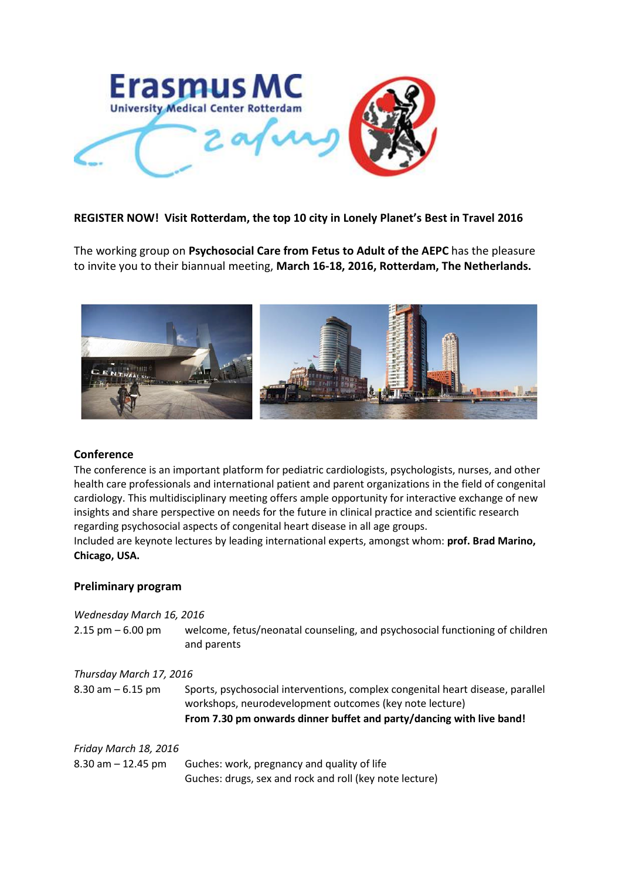**REGISTER NOW! Visit Rotterdam, the top 10 city in Lonely Planet's Best in Travel 2016**

The working group on **Psychosocial Care from Fetus to Adult of the AEPC** has the pleasure to invite you to their biannual meeting, **March 16-18, 2016, Rotterdam, The Netherlands.**

## Conference

The conference is an important platform for pediatric cardiologists, psychologists, nurses, and other health care professionals and international patient and parent organizations in the field of congenital cardiology. This multidisciplinary meeting offers ample opportunity for interactive exchange of new insights and share perspective on needs for the future in clinical practice and scientific research regarding psychosocial aspects of congenital heart disease in all age groups.
Included are keynote lectures by leading international experts, amongst whom: **prof. Brad Marino, Chicago, USA.**

## Preliminary program

*Wednesday March 16, 2016*

| | |
|---|---|
| 2.15 pm – 6.00 pm | welcome, fetus/neonatal counseling, and psychosocial functioning of children and parents |

*Thursday March 17, 2016*

| | |
|---|---|
| 8.30 am – 6.15 pm | Sports, psychosocial interventions, complex congenital heart disease, parallel workshops, neurodevelopment outcomes (key note lecture) **From 7.30 pm onwards dinner buffet and party/dancing with live band!** |

*Friday March 18, 2016*

| | |
|---|---|
| 8.30 am – 12.45 pm | Guches: work, pregnancy and quality of life Guches: drugs, sex and rock and roll (key note lecture) |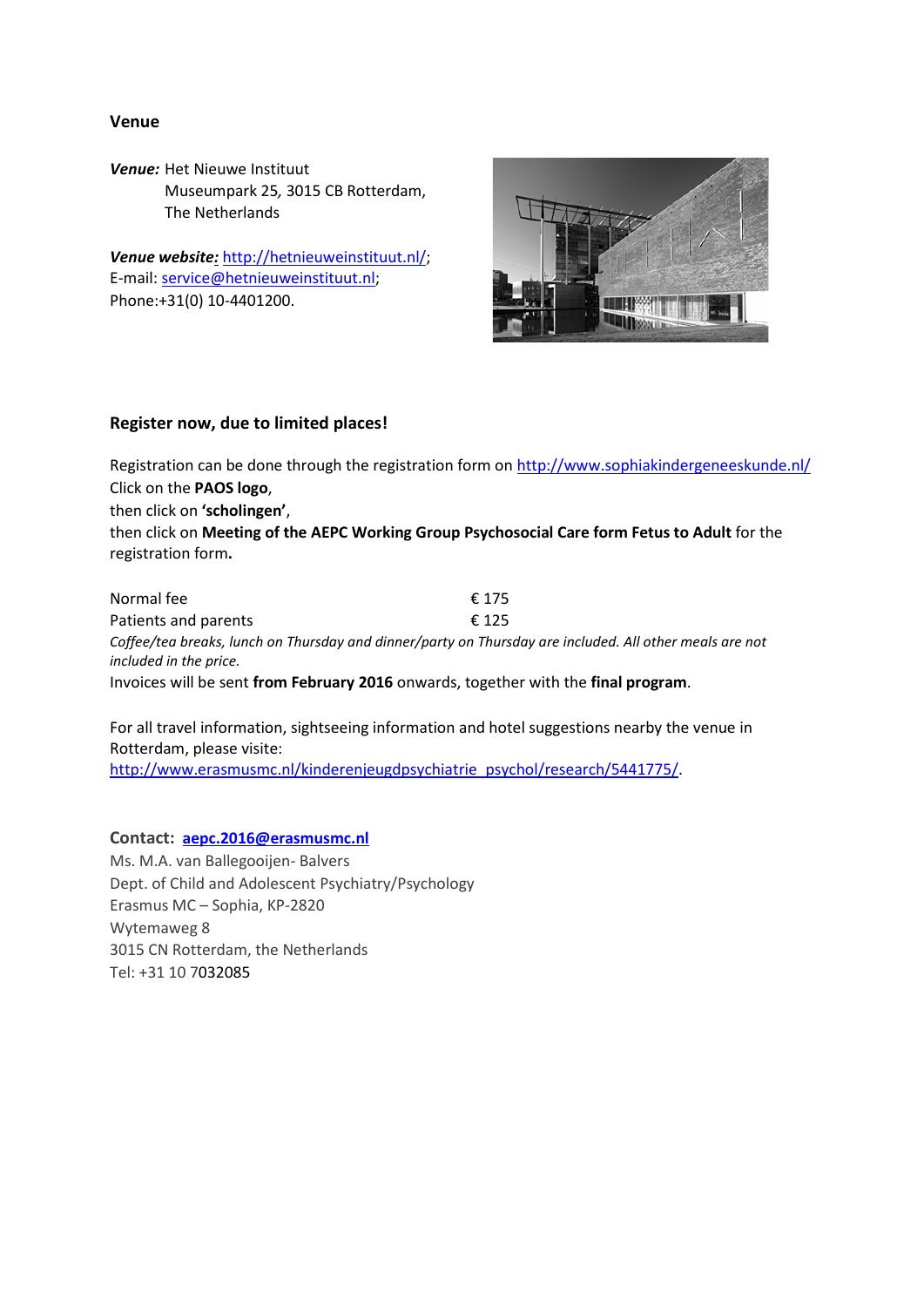## Venue

***Venue:*** Het Nieuwe Instituut
Museumpark 25, 3015 CB Rotterdam,
The Netherlands

***Venue website:*** http://hetnieuweinstituut.nl/;
E-mail: service@hetnieuweinstituut.nl;
Phone:+31(0) 10-4401200.

## Register now, due to limited places!

Registration can be done through the registration form on http://www.sophiakindergeneeskunde.nl/
Click on the **PAOS logo**,
then click on **'scholingen'**,
then click on **Meeting of the AEPC Working Group Psychosocial Care form Fetus to Adult** for the registration form**.**

| | |
|---|---|
| Normal fee | € 175 |
| Patients and parents | € 125 |

*Coffee/tea breaks, lunch on Thursday and dinner/party on Thursday are included. All other meals are not included in the price.*

Invoices will be sent **from February 2016** onwards, together with the **final program**.

For all travel information, sightseeing information and hotel suggestions nearby the venue in Rotterdam, please visite:
http://www.erasmusmc.nl/kinderenjeugdpsychiatrie_psychol/research/5441775/.

**Contact: aepc.2016@erasmusmc.nl**

Ms. M.A. van Ballegooijen- Balvers
Dept. of Child and Adolescent Psychiatry/Psychology
Erasmus MC – Sophia, KP-2820
Wytemaweg 8
3015 CN Rotterdam, the Netherlands
Tel: +31 10 7032085